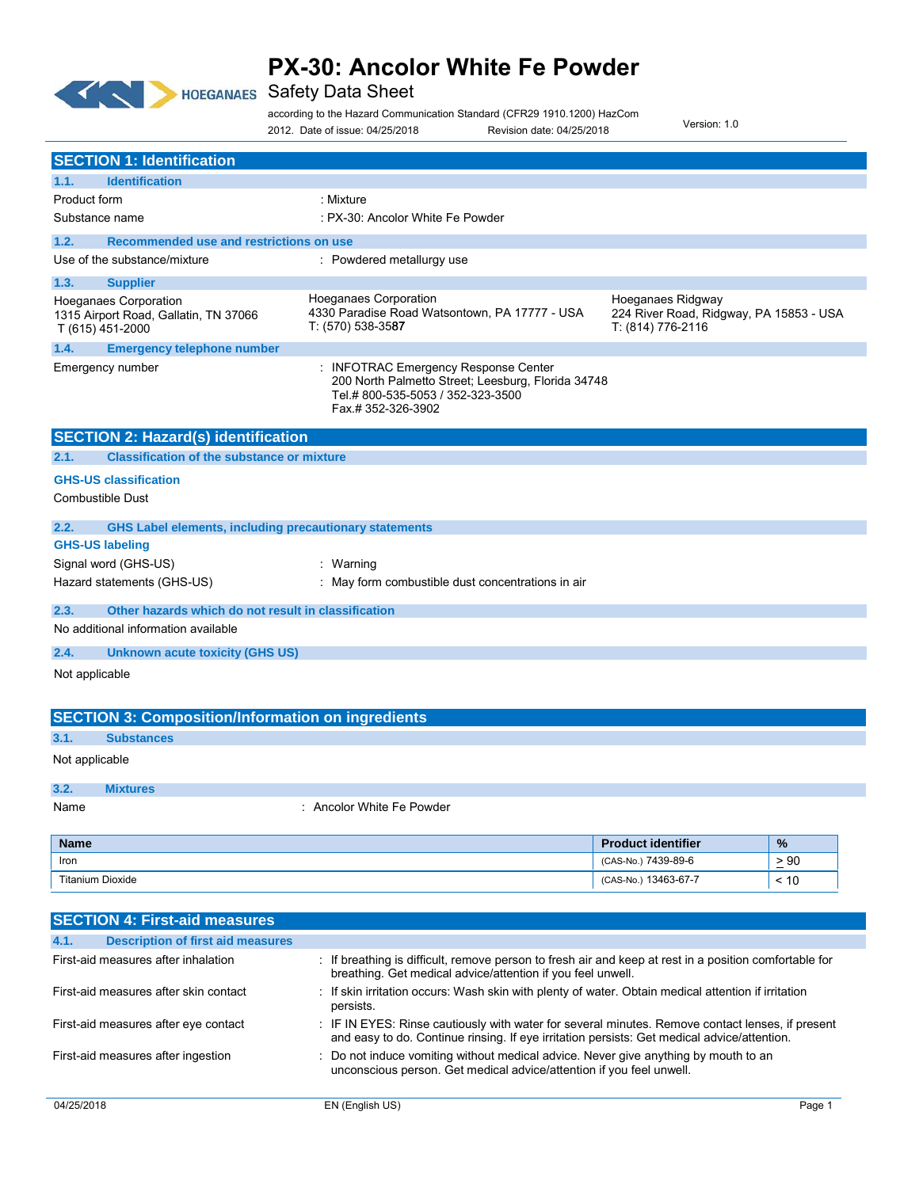# PX-30: Ancolor White Fe Powder

## Safety Data Sheet

according to the Hazard Communication Standard (CFR29 1910.1200) HazCom 2012. Date of issue: 04/25/2018 Revision date: 04/25/2018 Version: 1.0

## SECTION 1: Identification

### 1.1. Identification

Product form : Mixture

Substance name : PX-30: Ancolor White Fe Powder

### 1.2. Recommended use and restrictions on use

Use of the substance/mixture : Powdered metallurgy use

### 1.3. Supplier

Hoeganaes Corporation
1315 Airport Road, Gallatin, TN 37066
T (615) 451-2000

Hoeganaes Corporation
4330 Paradise Road Watsontown, PA 17777 - USA
T: (570) 538-3587

Hoeganaes Ridgway
224 River Road, Ridgway, PA 15853 - USA
T: (814) 776-2116

### 1.4. Emergency telephone number

Emergency number : INFOTRAC Emergency Response Center
200 North Palmetto Street; Leesburg, Florida 34748
Tel.# 800-535-5053 / 352-323-3500
Fax.# 352-326-3902

## SECTION 2: Hazard(s) identification

### 2.1. Classification of the substance or mixture

**GHS-US classification**

Combustible Dust

### 2.2. GHS Label elements, including precautionary statements

**GHS-US labeling**

Signal word (GHS-US) : Warning

Hazard statements (GHS-US) : May form combustible dust concentrations in air

### 2.3. Other hazards which do not result in classification

No additional information available

### 2.4. Unknown acute toxicity (GHS US)

Not applicable

## SECTION 3: Composition/Information on ingredients

### 3.1. Substances

Not applicable

### 3.2. Mixtures

Name : Ancolor White Fe Powder

| Name | Product identifier | % |
|---|---|---|
| Iron | (CAS-No.) 7439-89-6 | ≥ 90 |
| Titanium Dioxide | (CAS-No.) 13463-67-7 | < 10 |

## SECTION 4: First-aid measures

### 4.1. Description of first aid measures

First-aid measures after inhalation : If breathing is difficult, remove person to fresh air and keep at rest in a position comfortable for breathing. Get medical advice/attention if you feel unwell.

First-aid measures after skin contact : If skin irritation occurs: Wash skin with plenty of water. Obtain medical attention if irritation persists.

First-aid measures after eye contact : IF IN EYES: Rinse cautiously with water for several minutes. Remove contact lenses, if present and easy to do. Continue rinsing. If eye irritation persists: Get medical advice/attention.

First-aid measures after ingestion : Do not induce vomiting without medical advice. Never give anything by mouth to an unconscious person. Get medical advice/attention if you feel unwell.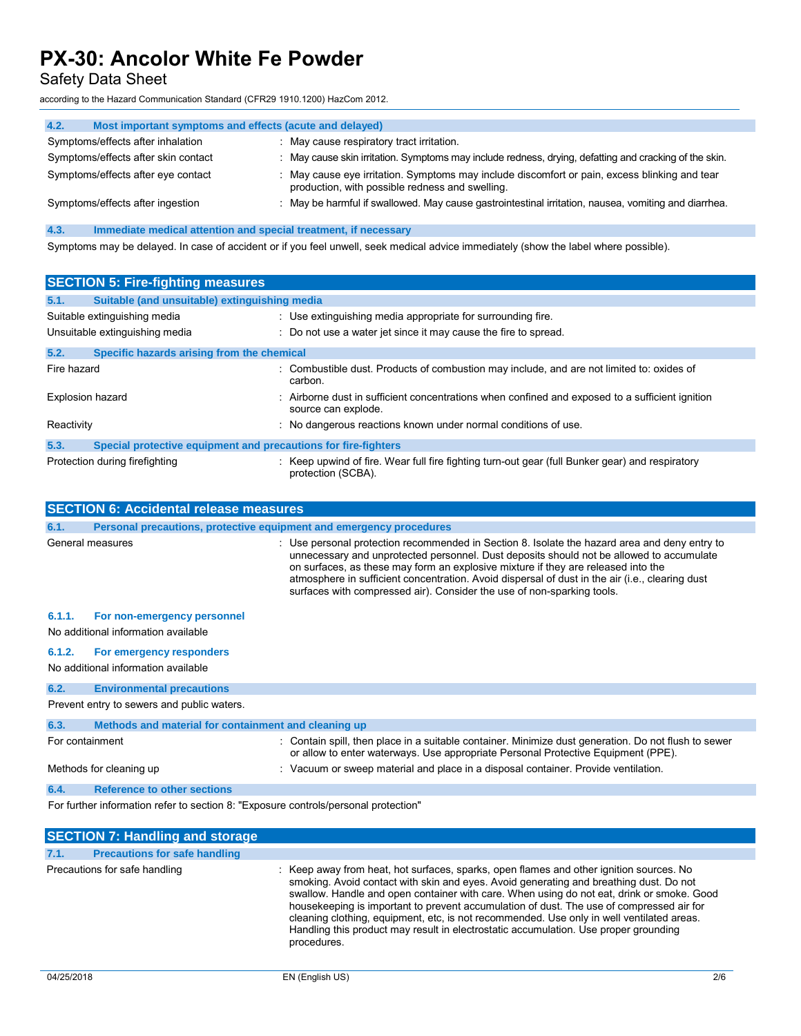### 4.2. Most important symptoms and effects (acute and delayed)

| | |
|---|---|
| Symptoms/effects after inhalation | : May cause respiratory tract irritation. |
| Symptoms/effects after skin contact | : May cause skin irritation. Symptoms may include redness, drying, defatting and cracking of the skin. |
| Symptoms/effects after eye contact | : May cause eye irritation. Symptoms may include discomfort or pain, excess blinking and tear production, with possible redness and swelling. |
| Symptoms/effects after ingestion | : May be harmful if swallowed. May cause gastrointestinal irritation, nausea, vomiting and diarrhea. |

### 4.3. Immediate medical attention and special treatment, if necessary

Symptoms may be delayed. In case of accident or if you feel unwell, seek medical advice immediately (show the label where possible).

## SECTION 5: Fire-fighting measures

### 5.1. Suitable (and unsuitable) extinguishing media

| | |
|---|---|
| Suitable extinguishing media | : Use extinguishing media appropriate for surrounding fire. |
| Unsuitable extinguishing media | : Do not use a water jet since it may cause the fire to spread. |

### 5.2. Specific hazards arising from the chemical

| | |
|---|---|
| Fire hazard | : Combustible dust. Products of combustion may include, and are not limited to: oxides of carbon. |
| Explosion hazard | : Airborne dust in sufficient concentrations when confined and exposed to a sufficient ignition source can explode. |
| Reactivity | : No dangerous reactions known under normal conditions of use. |

### 5.3. Special protective equipment and precautions for fire-fighters

| | |
|---|---|
| Protection during firefighting | : Keep upwind of fire. Wear full fire fighting turn-out gear (full Bunker gear) and respiratory protection (SCBA). |

## SECTION 6: Accidental release measures

### 6.1. Personal precautions, protective equipment and emergency procedures

| | |
|---|---|
| General measures | : Use personal protection recommended in Section 8. Isolate the hazard area and deny entry to unnecessary and unprotected personnel. Dust deposits should not be allowed to accumulate on surfaces, as these may form an explosive mixture if they are released into the atmosphere in sufficient concentration. Avoid dispersal of dust in the air (i.e., clearing dust surfaces with compressed air). Consider the use of non-sparking tools. |

#### 6.1.1. For non-emergency personnel

No additional information available

#### 6.1.2. For emergency responders

No additional information available

### 6.2. Environmental precautions

Prevent entry to sewers and public waters.

### 6.3. Methods and material for containment and cleaning up

| | |
|---|---|
| For containment | : Contain spill, then place in a suitable container. Minimize dust generation. Do not flush to sewer or allow to enter waterways. Use appropriate Personal Protective Equipment (PPE). |
| Methods for cleaning up | : Vacuum or sweep material and place in a disposal container. Provide ventilation. |

### 6.4. Reference to other sections

For further information refer to section 8: "Exposure controls/personal protection"

## SECTION 7: Handling and storage

### 7.1. Precautions for safe handling

| | |
|---|---|
| Precautions for safe handling | : Keep away from heat, hot surfaces, sparks, open flames and other ignition sources. No smoking. Avoid contact with skin and eyes. Avoid generating and breathing dust. Do not swallow. Handle and open container with care. When using do not eat, drink or smoke. Good housekeeping is important to prevent accumulation of dust. The use of compressed air for cleaning clothing, equipment, etc, is not recommended. Use only in well ventilated areas. Handling this product may result in electrostatic accumulation. Use proper grounding procedures. |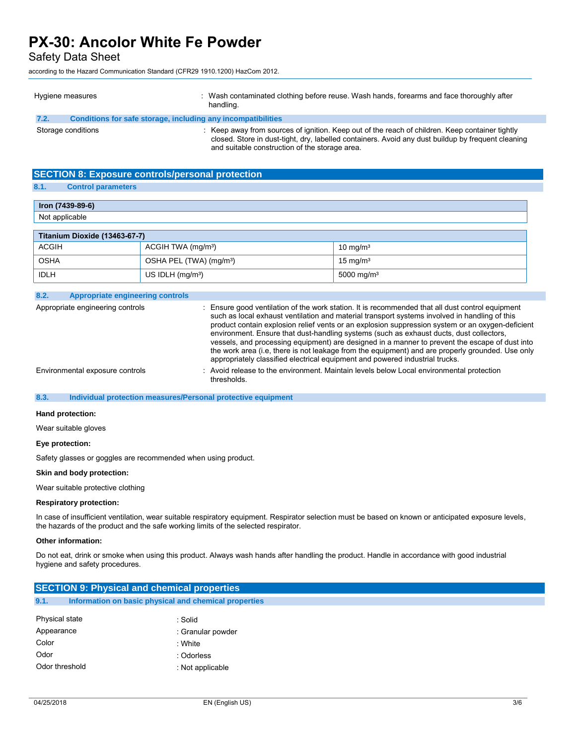| | |
|---|---|
| Hygiene measures | : Wash contaminated clothing before reuse. Wash hands, forearms and face thoroughly after handling. |

### 7.2. Conditions for safe storage, including any incompatibilities

| | |
|---|---|
| Storage conditions | : Keep away from sources of ignition. Keep out of the reach of children. Keep container tightly closed. Store in dust-tight, dry, labelled containers. Avoid any dust buildup by frequent cleaning and suitable construction of the storage area. |

## SECTION 8: Exposure controls/personal protection

### 8.1. Control parameters

| Iron (7439-89-6) |
|---|
| Not applicable |

| Titanium Dioxide (13463-67-7) | | |
|---|---|---|
| ACGIH | ACGIH TWA (mg/m³) | 10 mg/m³ |
| OSHA | OSHA PEL (TWA) (mg/m³) | 15 mg/m³ |
| IDLH | US IDLH (mg/m³) | 5000 mg/m³ |

### 8.2. Appropriate engineering controls

| | |
|---|---|
| Appropriate engineering controls | : Ensure good ventilation of the work station. It is recommended that all dust control equipment such as local exhaust ventilation and material transport systems involved in handling of this product contain explosion relief vents or an explosion suppression system or an oxygen-deficient environment. Ensure that dust-handling systems (such as exhaust ducts, dust collectors, vessels, and processing equipment) are designed in a manner to prevent the escape of dust into the work area (i.e, there is not leakage from the equipment) and are properly grounded. Use only appropriately classified electrical equipment and powered industrial trucks. |
| Environmental exposure controls | : Avoid release to the environment. Maintain levels below Local environmental protection thresholds. |

### 8.3. Individual protection measures/Personal protective equipment

**Hand protection:**

Wear suitable gloves

**Eye protection:**

Safety glasses or goggles are recommended when using product.

**Skin and body protection:**

Wear suitable protective clothing

**Respiratory protection:**

In case of insufficient ventilation, wear suitable respiratory equipment. Respirator selection must be based on known or anticipated exposure levels, the hazards of the product and the safe working limits of the selected respirator.

**Other information:**

Do not eat, drink or smoke when using this product. Always wash hands after handling the product. Handle in accordance with good industrial hygiene and safety procedures.

## SECTION 9: Physical and chemical properties

### 9.1. Information on basic physical and chemical properties

| | |
|---|---|
| Physical state | : Solid |
| Appearance | : Granular powder |
| Color | : White |
| Odor | : Odorless |
| Odor threshold | : Not applicable |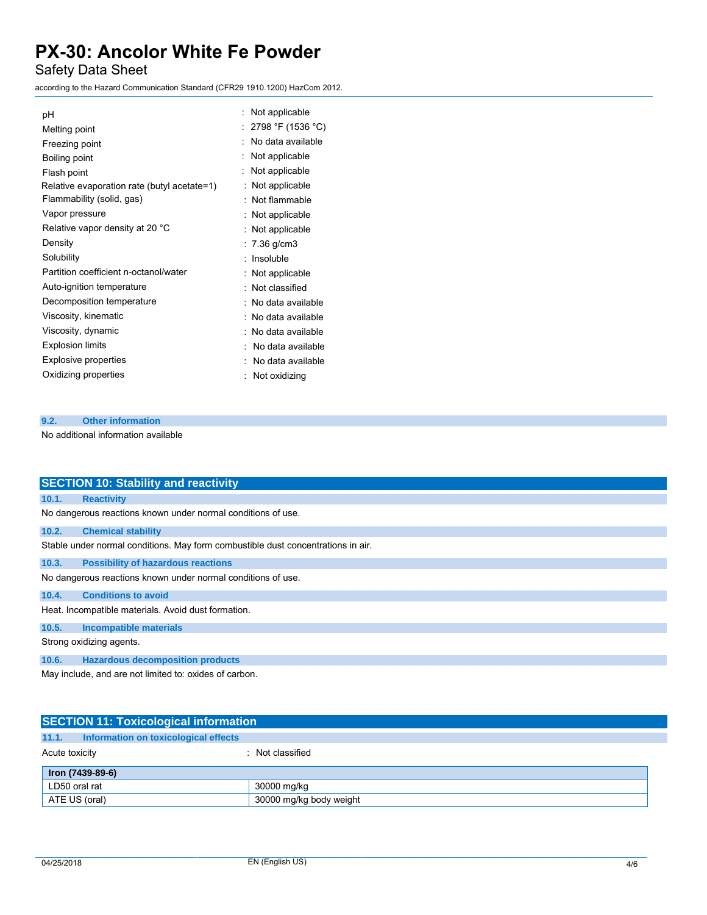| | |
|---|---|
| pH | : Not applicable |
| Melting point | : 2798 °F (1536 °C) |
| Freezing point | : No data available |
| Boiling point | : Not applicable |
| Flash point | : Not applicable |
| Relative evaporation rate (butyl acetate=1) | : Not applicable |
| Flammability (solid, gas) | : Not flammable |
| Vapor pressure | : Not applicable |
| Relative vapor density at 20 °C | : Not applicable |
| Density | : 7.36 g/cm3 |
| Solubility | : Insoluble |
| Partition coefficient n-octanol/water | : Not applicable |
| Auto-ignition temperature | : Not classified |
| Decomposition temperature | : No data available |
| Viscosity, kinematic | : No data available |
| Viscosity, dynamic | : No data available |
| Explosion limits | : No data available |
| Explosive properties | : No data available |
| Oxidizing properties | : Not oxidizing |

### 9.2. Other information

No additional information available

## SECTION 10: Stability and reactivity

### 10.1. Reactivity

No dangerous reactions known under normal conditions of use.

### 10.2. Chemical stability

Stable under normal conditions. May form combustible dust concentrations in air.

### 10.3. Possibility of hazardous reactions

No dangerous reactions known under normal conditions of use.

### 10.4. Conditions to avoid

Heat. Incompatible materials. Avoid dust formation.

### 10.5. Incompatible materials

Strong oxidizing agents.

### 10.6. Hazardous decomposition products

May include, and are not limited to: oxides of carbon.

## SECTION 11: Toxicological information

### 11.1. Information on toxicological effects

Acute toxicity : Not classified

| Iron (7439-89-6) | |
|---|---|
| LD50 oral rat | 30000 mg/kg |
| ATE US (oral) | 30000 mg/kg body weight |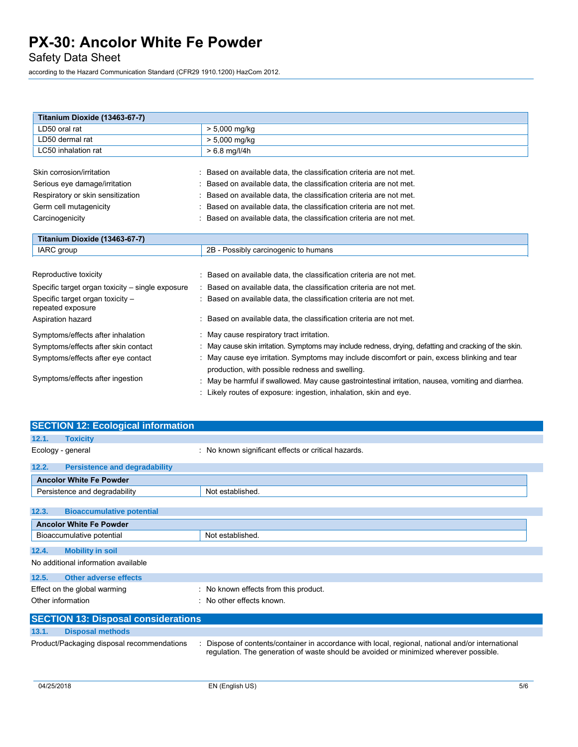| Titanium Dioxide (13463-67-7) | |
|---|---|
| LD50 oral rat | > 5,000 mg/kg |
| LD50 dermal rat | > 5,000 mg/kg |
| LC50 inhalation rat | > 6.8 mg/l/4h |

Skin corrosion/irritation : Based on available data, the classification criteria are not met.

Serious eye damage/irritation : Based on available data, the classification criteria are not met.

Respiratory or skin sensitization : Based on available data, the classification criteria are not met.

Germ cell mutagenicity : Based on available data, the classification criteria are not met.

Carcinogenicity : Based on available data, the classification criteria are not met.

| Titanium Dioxide (13463-67-7) | |
|---|---|
| IARC group | 2B - Possibly carcinogenic to humans |

Reproductive toxicity : Based on available data, the classification criteria are not met.

Specific target organ toxicity – single exposure : Based on available data, the classification criteria are not met.

Specific target organ toxicity – repeated exposure : Based on available data, the classification criteria are not met.

Aspiration hazard : Based on available data, the classification criteria are not met.

Symptoms/effects after inhalation : May cause respiratory tract irritation.

Symptoms/effects after skin contact : May cause skin irritation. Symptoms may include redness, drying, defatting and cracking of the skin.

Symptoms/effects after eye contact : May cause eye irritation. Symptoms may include discomfort or pain, excess blinking and tear production, with possible redness and swelling.

Symptoms/effects after ingestion : May be harmful if swallowed. May cause gastrointestinal irritation, nausea, vomiting and diarrhea.

: Likely routes of exposure: ingestion, inhalation, skin and eye.

## SECTION 12: Ecological information

### 12.1. Toxicity

Ecology - general : No known significant effects or critical hazards.

### 12.2. Persistence and degradability

| Ancolor White Fe Powder | |
|---|---|
| Persistence and degradability | Not established. |

### 12.3. Bioaccumulative potential

| Ancolor White Fe Powder | |
|---|---|
| Bioaccumulative potential | Not established. |

### 12.4. Mobility in soil

No additional information available

### 12.5. Other adverse effects

Effect on the global warming : No known effects from this product.

Other information : No other effects known.

## SECTION 13: Disposal considerations

### 13.1. Disposal methods

Product/Packaging disposal recommendations : Dispose of contents/container in accordance with local, regional, national and/or international regulation. The generation of waste should be avoided or minimized wherever possible.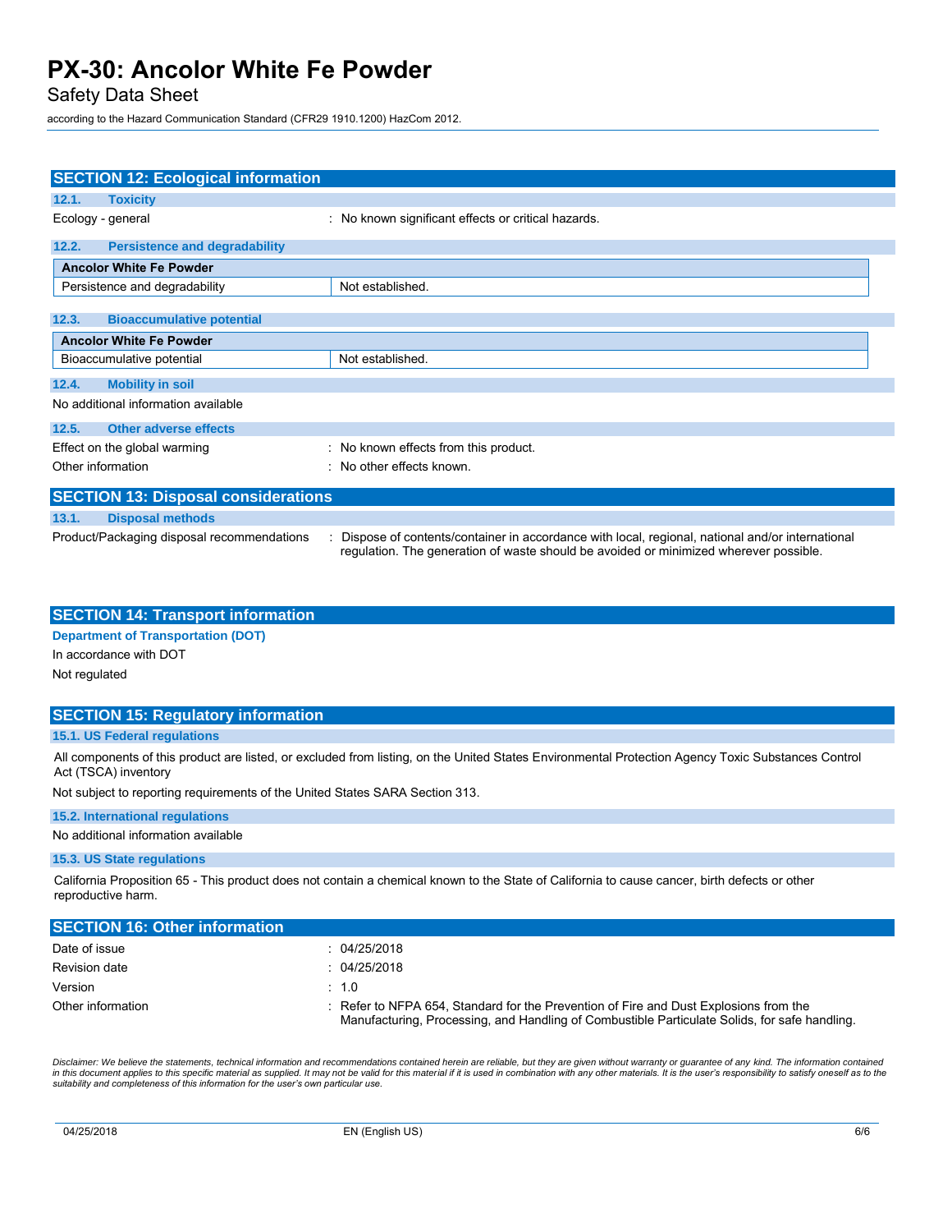## SECTION 12: Ecological information

### 12.1. Toxicity

Ecology - general : No known significant effects or critical hazards.

### 12.2. Persistence and degradability

| Ancolor White Fe Powder | |
|---|---|
| Persistence and degradability | Not established. |

### 12.3. Bioaccumulative potential

| Ancolor White Fe Powder | |
|---|---|
| Bioaccumulative potential | Not established. |

### 12.4. Mobility in soil

No additional information available

### 12.5. Other adverse effects

Effect on the global warming : No known effects from this product.

Other information : No other effects known.

## SECTION 13: Disposal considerations

### 13.1. Disposal methods

Product/Packaging disposal recommendations : Dispose of contents/container in accordance with local, regional, national and/or international regulation. The generation of waste should be avoided or minimized wherever possible.

## SECTION 14: Transport information

**Department of Transportation (DOT)**

In accordance with DOT

Not regulated

## SECTION 15: Regulatory information

### 15.1. US Federal regulations

All components of this product are listed, or excluded from listing, on the United States Environmental Protection Agency Toxic Substances Control Act (TSCA) inventory

Not subject to reporting requirements of the United States SARA Section 313.

### 15.2. International regulations

No additional information available

### 15.3. US State regulations

California Proposition 65 - This product does not contain a chemical known to the State of California to cause cancer, birth defects or other reproductive harm.

## SECTION 16: Other information

Date of issue : 04/25/2018

Revision date : 04/25/2018

Version : 1.0

Other information : Refer to NFPA 654, Standard for the Prevention of Fire and Dust Explosions from the Manufacturing, Processing, and Handling of Combustible Particulate Solids, for safe handling.

*Disclaimer: We believe the statements, technical information and recommendations contained herein are reliable, but they are given without warranty or guarantee of any kind. The information contained in this document applies to this specific material as supplied. It may not be valid for this material if it is used in combination with any other materials. It is the user's responsibility to satisfy oneself as to the suitability and completeness of this information for the user's own particular use.*